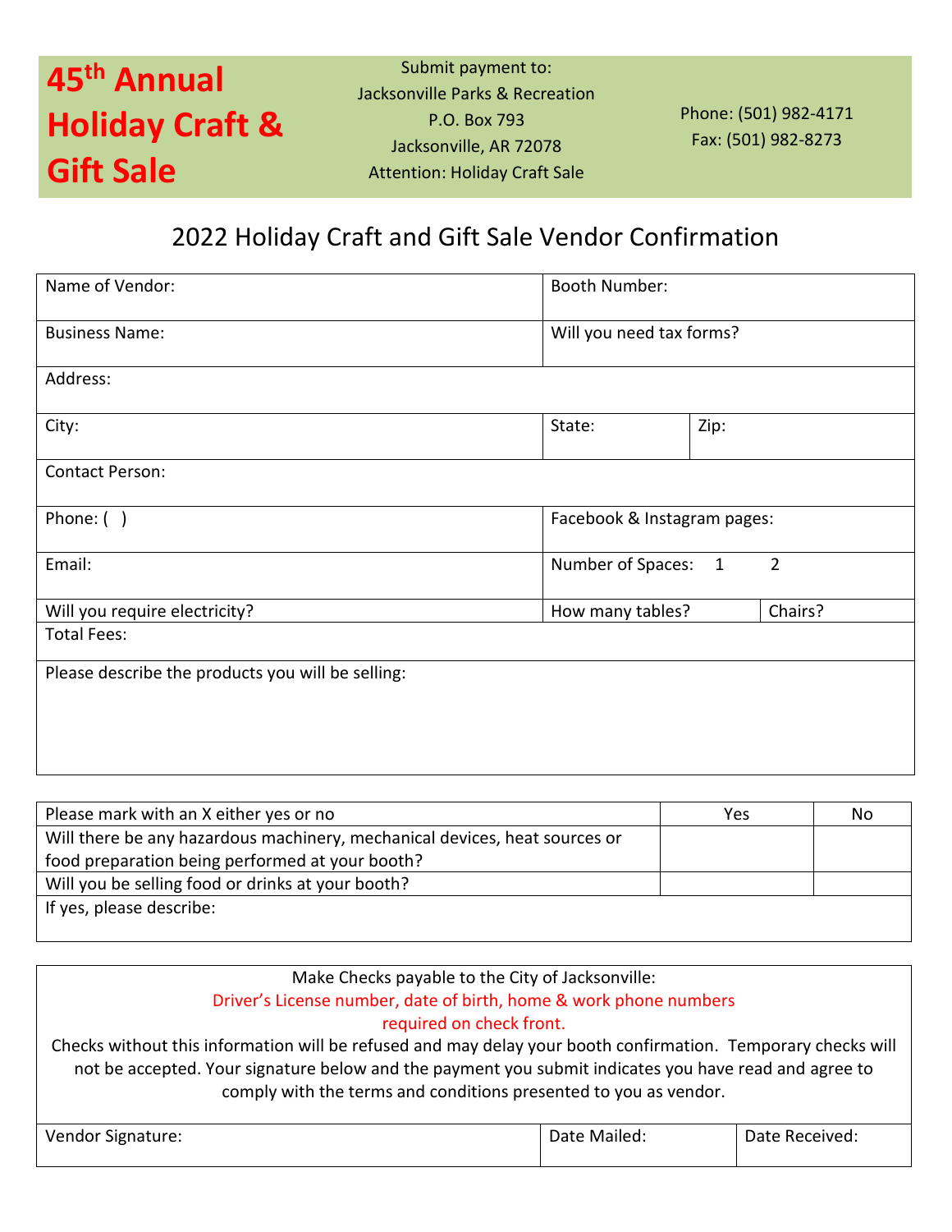# 45th Annual Holiday Craft & Gift Sale

Submit payment to:
Jacksonville Parks & Recreation
P.O. Box 793
Jacksonville, AR 72078
Attention: Holiday Craft Sale

Phone: (501) 982-4171
Fax: (501) 982-8273

## 2022 Holiday Craft and Gift Sale Vendor Confirmation

| Name of Vendor: | Booth Number: | |
|---|---|---|
| Business Name: | Will you need tax forms? | |
| Address: | | |
| City: | State: | Zip: |
| Contact Person: | | |
| Phone: ( ) | Facebook & Instagram pages: | |
| Email: | Number of Spaces: 1 2 | |
| Will you require electricity? | How many tables? | Chairs? |
| Total Fees: | | |
| Please describe the products you will be selling: | | |

| Please mark with an X either yes or no | Yes | No |
|---|---|---|
| Will there be any hazardous machinery, mechanical devices, heat sources or food preparation being performed at your booth? | | |
| Will you be selling food or drinks at your booth? | | |
| If yes, please describe: | | |

Make Checks payable to the City of Jacksonville:
Driver's License number, date of birth, home & work phone numbers required on check front.

Checks without this information will be refused and may delay your booth confirmation. Temporary checks will not be accepted. Your signature below and the payment you submit indicates you have read and agree to comply with the terms and conditions presented to you as vendor.

| Vendor Signature: | Date Mailed: | Date Received: |
|---|---|---|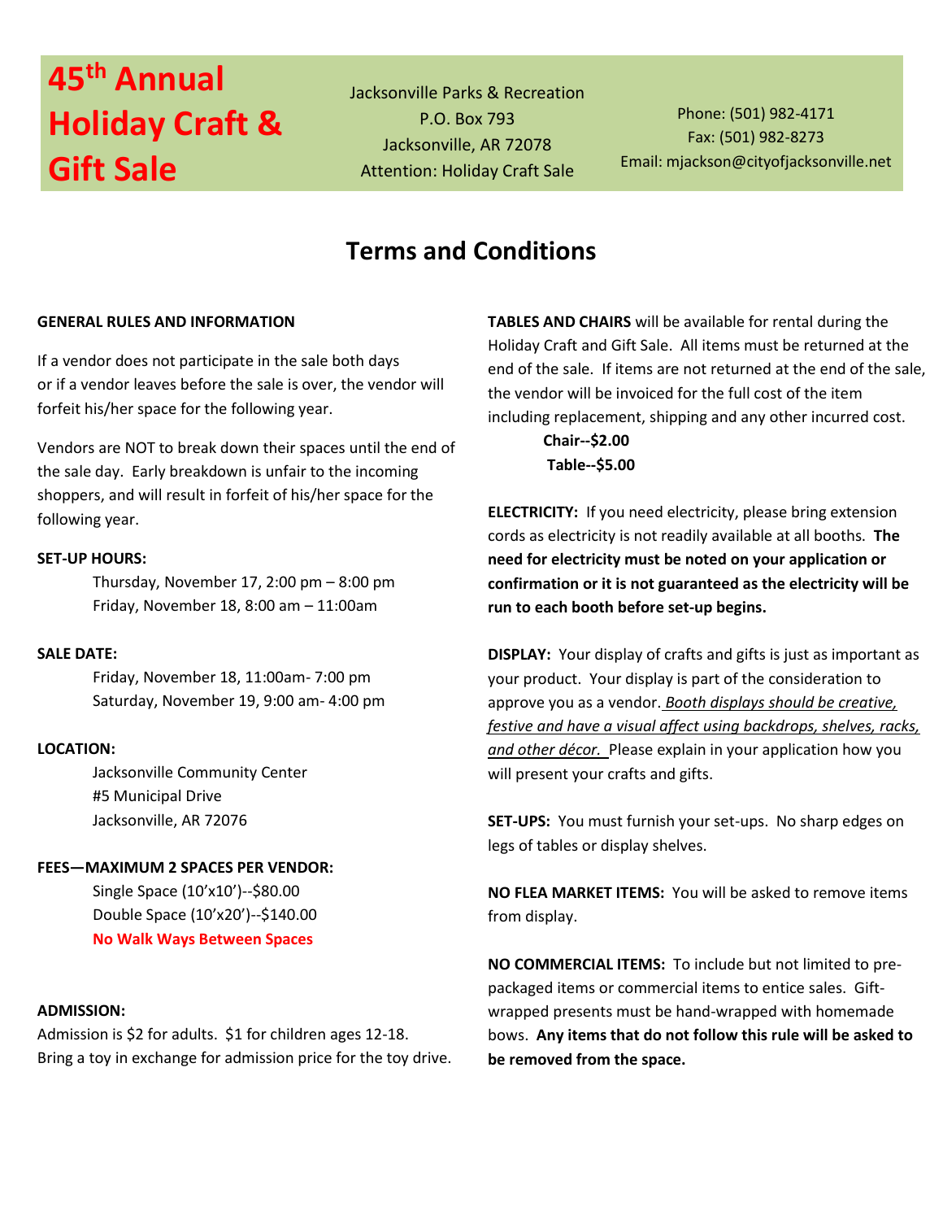# 45th Annual Holiday Craft & Gift Sale

Jacksonville Parks & Recreation
P.O. Box 793
Jacksonville, AR 72078
Attention: Holiday Craft Sale

Phone: (501) 982-4171
Fax: (501) 982-8273
Email: mjackson@cityofjacksonville.net

## Terms and Conditions

**GENERAL RULES AND INFORMATION**

If a vendor does not participate in the sale both days or if a vendor leaves before the sale is over, the vendor will forfeit his/her space for the following year.

Vendors are NOT to break down their spaces until the end of the sale day. Early breakdown is unfair to the incoming shoppers, and will result in forfeit of his/her space for the following year.

**SET-UP HOURS:**

Thursday, November 17, 2:00 pm – 8:00 pm
Friday, November 18, 8:00 am – 11:00am

**SALE DATE:**

Friday, November 18, 11:00am- 7:00 pm
Saturday, November 19, 9:00 am- 4:00 pm

**LOCATION:**

Jacksonville Community Center
#5 Municipal Drive
Jacksonville, AR 72076

**FEES—MAXIMUM 2 SPACES PER VENDOR:**

Single Space (10'x10')--$80.00
Double Space (10'x20')--$140.00
**No Walk Ways Between Spaces**

**ADMISSION:**

Admission is $2 for adults. $1 for children ages 12-18. Bring a toy in exchange for admission price for the toy drive.

**TABLES AND CHAIRS** will be available for rental during the Holiday Craft and Gift Sale. All items must be returned at the end of the sale. If items are not returned at the end of the sale, the vendor will be invoiced for the full cost of the item including replacement, shipping and any other incurred cost.

**Chair--$2.00**
**Table--$5.00**

**ELECTRICITY:** If you need electricity, please bring extension cords as electricity is not readily available at all booths. **The need for electricity must be noted on your application or confirmation or it is not guaranteed as the electricity will be run to each booth before set-up begins.**

**DISPLAY:** Your display of crafts and gifts is just as important as your product. Your display is part of the consideration to approve you as a vendor. *Booth displays should be creative, festive and have a visual affect using backdrops, shelves, racks, and other décor.* Please explain in your application how you will present your crafts and gifts.

**SET-UPS:** You must furnish your set-ups. No sharp edges on legs of tables or display shelves.

**NO FLEA MARKET ITEMS:** You will be asked to remove items from display.

**NO COMMERCIAL ITEMS:** To include but not limited to pre-packaged items or commercial items to entice sales. Gift-wrapped presents must be hand-wrapped with homemade bows. **Any items that do not follow this rule will be asked to be removed from the space.**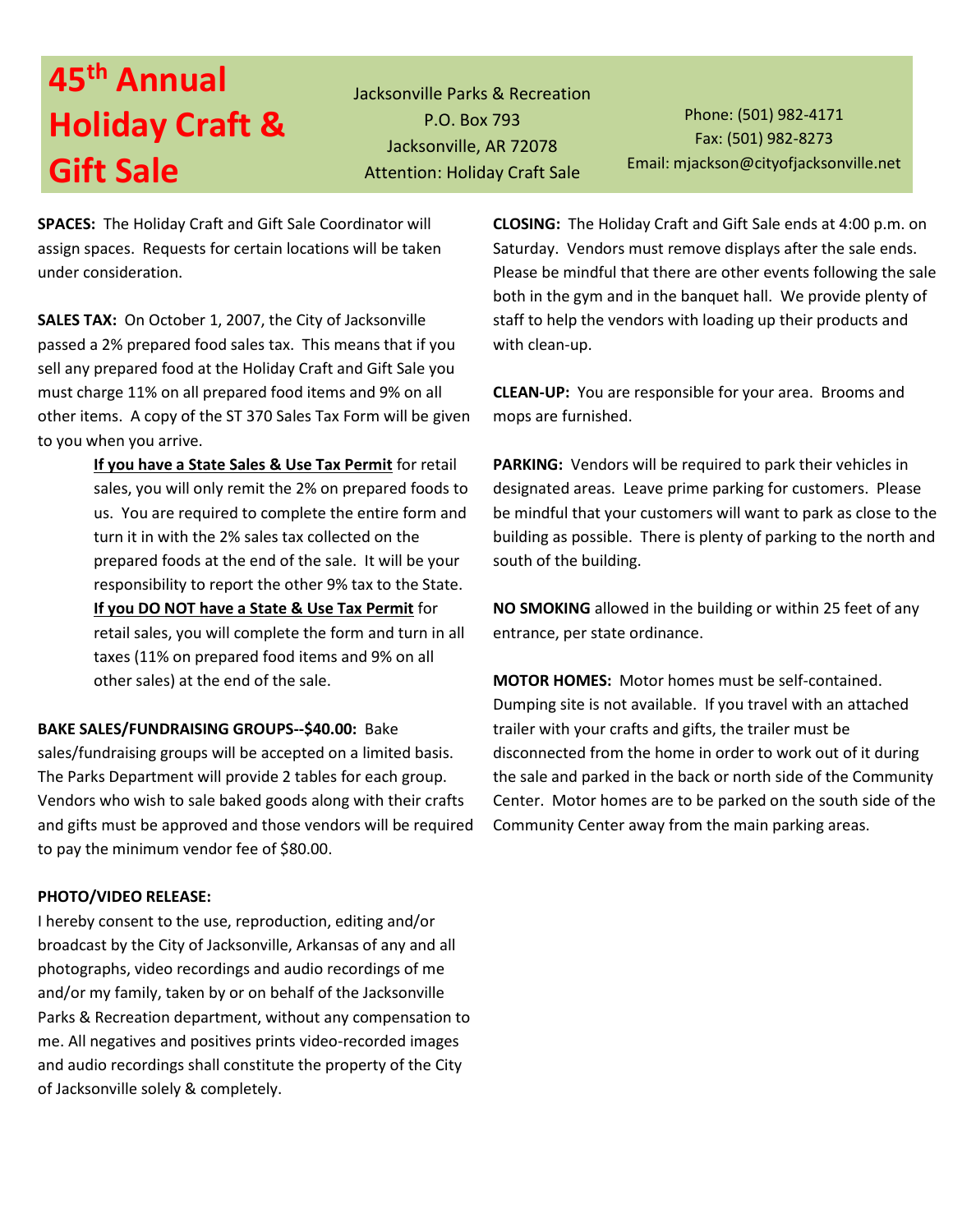# 45th Annual Holiday Craft & Gift Sale

Jacksonville Parks & Recreation
P.O. Box 793
Jacksonville, AR 72078
Attention: Holiday Craft Sale

Phone: (501) 982-4171
Fax: (501) 982-8273
Email: mjackson@cityofjacksonville.net

**SPACES:** The Holiday Craft and Gift Sale Coordinator will assign spaces. Requests for certain locations will be taken under consideration.

**SALES TAX:** On October 1, 2007, the City of Jacksonville passed a 2% prepared food sales tax. This means that if you sell any prepared food at the Holiday Craft and Gift Sale you must charge 11% on all prepared food items and 9% on all other items. A copy of the ST 370 Sales Tax Form will be given to you when you arrive.

> **If you have a State Sales & Use Tax Permit** for retail sales, you will only remit the 2% on prepared foods to us. You are required to complete the entire form and turn it in with the 2% sales tax collected on the prepared foods at the end of the sale. It will be your responsibility to report the other 9% tax to the State.
>
> **If you DO NOT have a State & Use Tax Permit** for retail sales, you will complete the form and turn in all taxes (11% on prepared food items and 9% on all other sales) at the end of the sale.

**BAKE SALES/FUNDRAISING GROUPS--$40.00:** Bake sales/fundraising groups will be accepted on a limited basis. The Parks Department will provide 2 tables for each group. Vendors who wish to sale baked goods along with their crafts and gifts must be approved and those vendors will be required to pay the minimum vendor fee of $80.00.

**PHOTO/VIDEO RELEASE:**
I hereby consent to the use, reproduction, editing and/or broadcast by the City of Jacksonville, Arkansas of any and all photographs, video recordings and audio recordings of me and/or my family, taken by or on behalf of the Jacksonville Parks & Recreation department, without any compensation to me. All negatives and positives prints video-recorded images and audio recordings shall constitute the property of the City of Jacksonville solely & completely.

**CLOSING:** The Holiday Craft and Gift Sale ends at 4:00 p.m. on Saturday. Vendors must remove displays after the sale ends. Please be mindful that there are other events following the sale both in the gym and in the banquet hall. We provide plenty of staff to help the vendors with loading up their products and with clean-up.

**CLEAN-UP:** You are responsible for your area. Brooms and mops are furnished.

**PARKING:** Vendors will be required to park their vehicles in designated areas. Leave prime parking for customers. Please be mindful that your customers will want to park as close to the building as possible. There is plenty of parking to the north and south of the building.

**NO SMOKING** allowed in the building or within 25 feet of any entrance, per state ordinance.

**MOTOR HOMES:** Motor homes must be self-contained. Dumping site is not available. If you travel with an attached trailer with your crafts and gifts, the trailer must be disconnected from the home in order to work out of it during the sale and parked in the back or north side of the Community Center. Motor homes are to be parked on the south side of the Community Center away from the main parking areas.